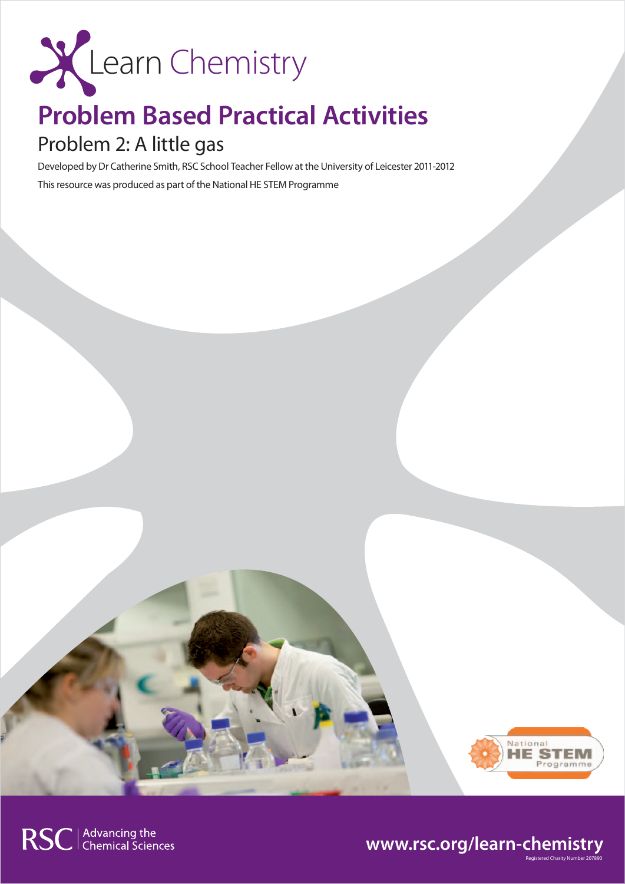Learn Chemistry

# Problem Based Practical Activities

## Problem 2: A little gas

Developed by Dr Catherine Smith, RSC School Teacher Fellow at the University of Leicester 2011-2012

This resource was produced as part of the National HE STEM Programme

National HE STEM Programme

RSC | Advancing the Chemical Sciences

www.rsc.org/learn-chemistry

Registered Charity Number 207890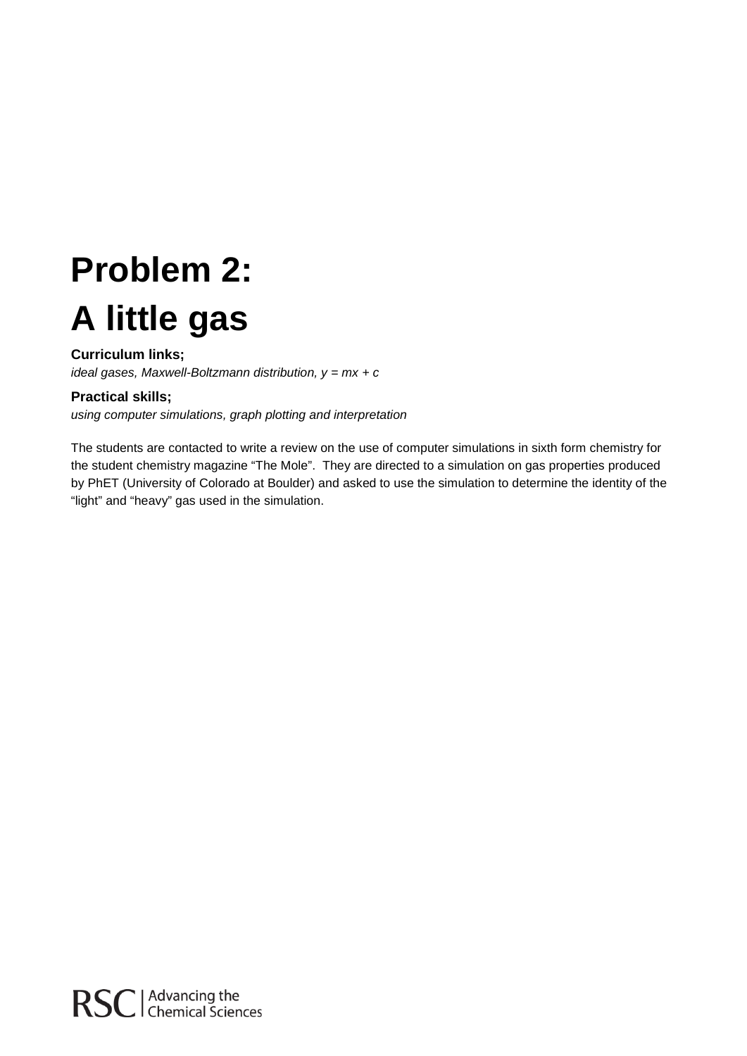# Problem 2:
# A little gas

**Curriculum links;**
*ideal gases, Maxwell-Boltzmann distribution, y = mx + c*

**Practical skills;**
*using computer simulations, graph plotting and interpretation*

The students are contacted to write a review on the use of computer simulations in sixth form chemistry for the student chemistry magazine "The Mole". They are directed to a simulation on gas properties produced by PhET (University of Colorado at Boulder) and asked to use the simulation to determine the identity of the "light" and "heavy" gas used in the simulation.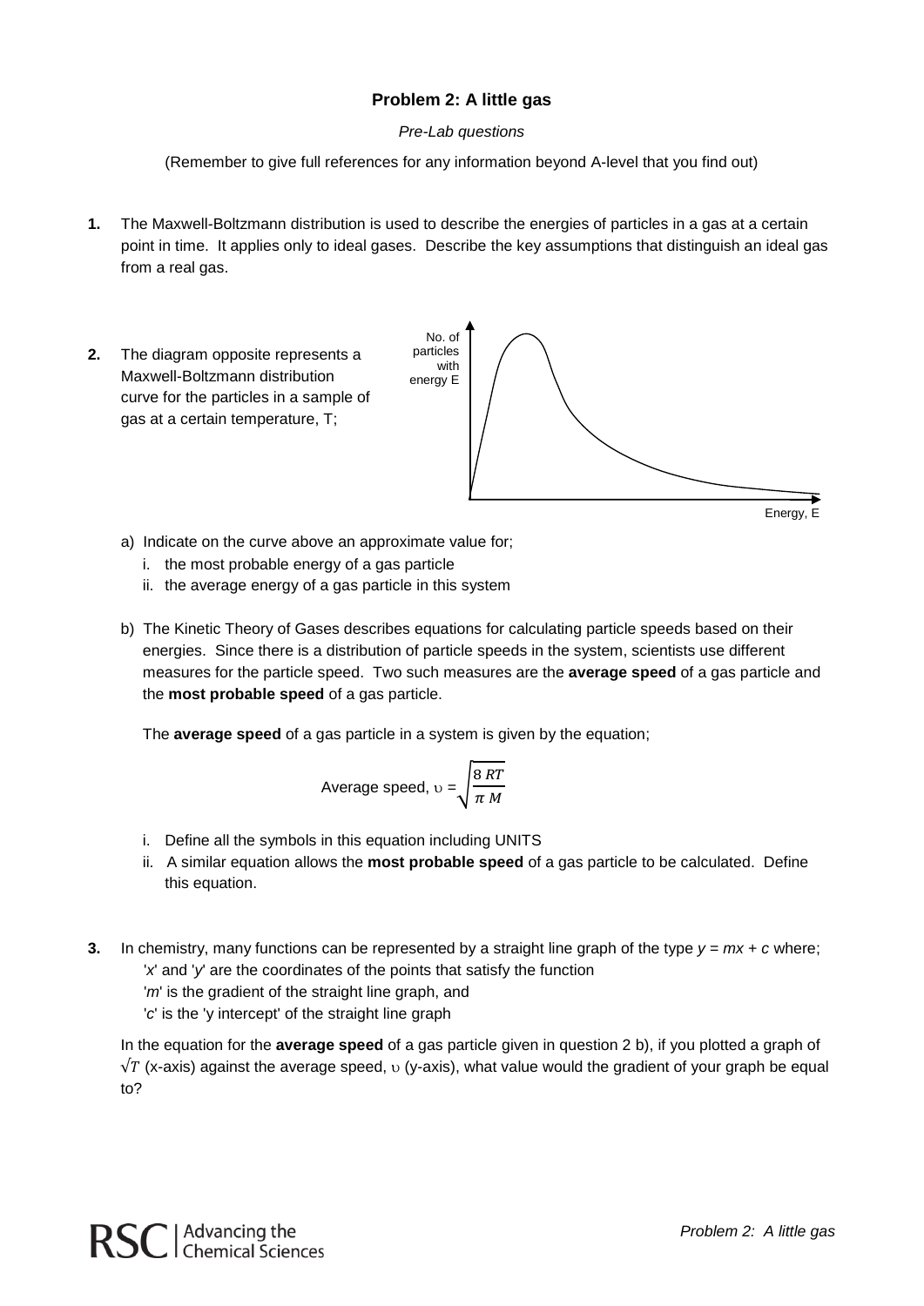## Problem 2: A little gas

*Pre-Lab questions*

(Remember to give full references for any information beyond A-level that you find out)

**1.** The Maxwell-Boltzmann distribution is used to describe the energies of particles in a gas at a certain point in time. It applies only to ideal gases. Describe the key assumptions that distinguish an ideal gas from a real gas.

**2.** The diagram opposite represents a Maxwell-Boltzmann distribution curve for the particles in a sample of gas at a certain temperature, T;

No. of particles with energy E

Energy, E

a) Indicate on the curve above an approximate value for;

i. the most probable energy of a gas particle

ii. the average energy of a gas particle in this system

b) The Kinetic Theory of Gases describes equations for calculating particle speeds based on their energies. Since there is a distribution of particle speeds in the system, scientists use different measures for the particle speed. Two such measures are the **average speed** of a gas particle and the **most probable speed** of a gas particle.

The **average speed** of a gas particle in a system is given by the equation;

$$\text{Average speed, } \upsilon = \sqrt{\frac{8\,RT}{\pi\,M}}$$

i. Define all the symbols in this equation including UNITS

ii. A similar equation allows the **most probable speed** of a gas particle to be calculated. Define this equation.

**3.** In chemistry, many functions can be represented by a straight line graph of the type $y = mx + c$ where;

'$x$' and '$y$' are the coordinates of the points that satisfy the function

'$m$' is the gradient of the straight line graph, and

'$c$' is the 'y intercept' of the straight line graph

In the equation for the **average speed** of a gas particle given in question 2 b), if you plotted a graph of $\sqrt{T}$ (x-axis) against the average speed, $\upsilon$ (y-axis), what value would the gradient of your graph be equal to?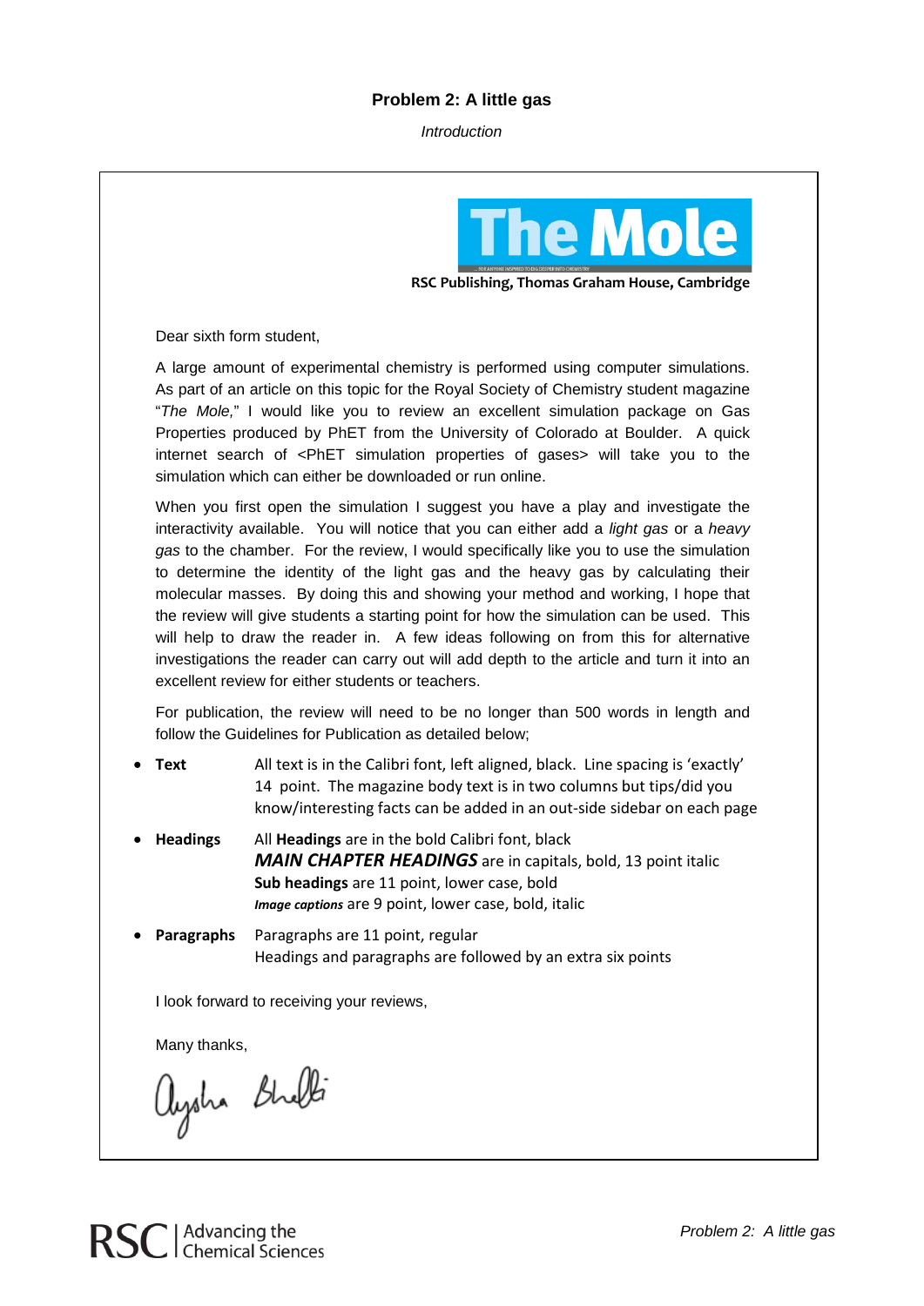# Problem 2: A little gas

*Introduction*

**The Mole**

**RSC Publishing, Thomas Graham House, Cambridge**

Dear sixth form student,

A large amount of experimental chemistry is performed using computer simulations. As part of an article on this topic for the Royal Society of Chemistry student magazine "*The Mole,*" I would like you to review an excellent simulation package on Gas Properties produced by PhET from the University of Colorado at Boulder. A quick internet search of <PhET simulation properties of gases> will take you to the simulation which can either be downloaded or run online.

When you first open the simulation I suggest you have a play and investigate the interactivity available. You will notice that you can either add a *light gas* or a *heavy gas* to the chamber. For the review, I would specifically like you to use the simulation to determine the identity of the light gas and the heavy gas by calculating their molecular masses. By doing this and showing your method and working, I hope that the review will give students a starting point for how the simulation can be used. This will help to draw the reader in. A few ideas following on from this for alternative investigations the reader can carry out will add depth to the article and turn it into an excellent review for either students or teachers.

For publication, the review will need to be no longer than 500 words in length and follow the Guidelines for Publication as detailed below;

- **Text** All text is in the Calibri font, left aligned, black. Line spacing is 'exactly' 14 point. The magazine body text is in two columns but tips/did you know/interesting facts can be added in an out-side sidebar on each page
- **Headings** All **Headings** are in the bold Calibri font, black
  ***MAIN CHAPTER HEADINGS*** are in capitals, bold, 13 point italic
  **Sub headings** are 11 point, lower case, bold
  ***Image captions*** are 9 point, lower case, bold, italic
- **Paragraphs** Paragraphs are 11 point, regular
  Headings and paragraphs are followed by an extra six points

I look forward to receiving your reviews,

Many thanks,

Aysha Shelbi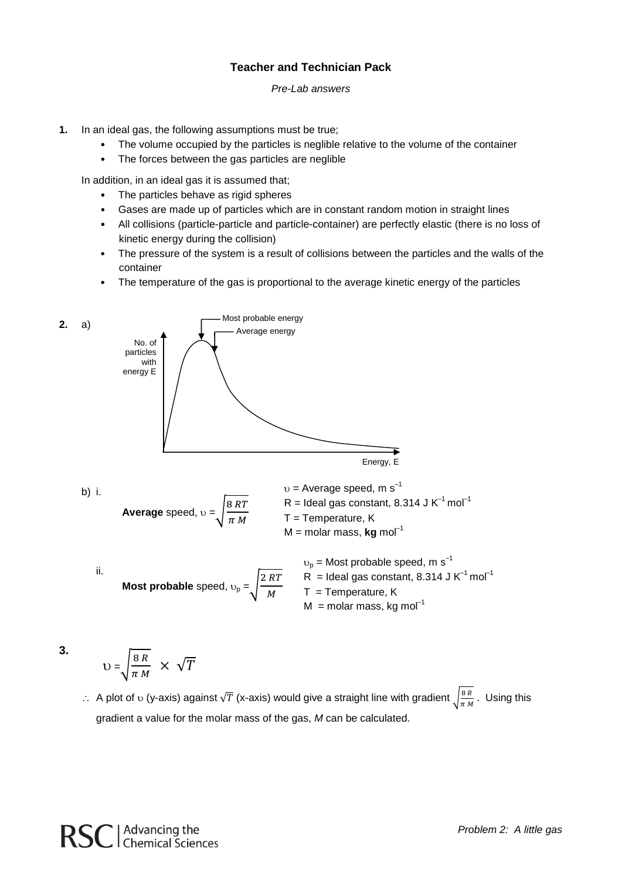# Teacher and Technician Pack

*Pre-Lab answers*

**1.** In an ideal gas, the following assumptions must be true;

- The volume occupied by the particles is neglible relative to the volume of the container
- The forces between the gas particles are neglible

In addition, in an ideal gas it is assumed that;

- The particles behave as rigid spheres
- Gases are made up of particles which are in constant random motion in straight lines
- All collisions (particle-particle and particle-container) are perfectly elastic (there is no loss of kinetic energy during the collision)
- The pressure of the system is a result of collisions between the particles and the walls of the container
- The temperature of the gas is proportional to the average kinetic energy of the particles

**2.** a)

Most probable energy

Average energy

No. of particles with energy E

Energy, E

b) i.

**Average** speed, $\upsilon = \sqrt{\dfrac{8\,RT}{\pi\,M}}$

$\upsilon$ = Average speed, m s$^{-1}$
R = Ideal gas constant, 8.314 J K$^{-1}$ mol$^{-1}$
T = Temperature, K
M = molar mass, **kg** mol$^{-1}$

ii.

**Most probable** speed, $\upsilon_p = \sqrt{\dfrac{2\,RT}{M}}$

$\upsilon_p$ = Most probable speed, m s$^{-1}$
R = Ideal gas constant, 8.314 J K$^{-1}$ mol$^{-1}$
T = Temperature, K
M = molar mass, kg mol$^{-1}$

**3.**

$$\upsilon = \sqrt{\frac{8\,R}{\pi\,M}} \times \sqrt{T}$$

$\therefore$ A plot of $\upsilon$ (y-axis) against $\sqrt{T}$ (x-axis) would give a straight line with gradient $\sqrt{\frac{8\,R}{\pi\,M}}$. Using this gradient a value for the molar mass of the gas, *M* can be calculated.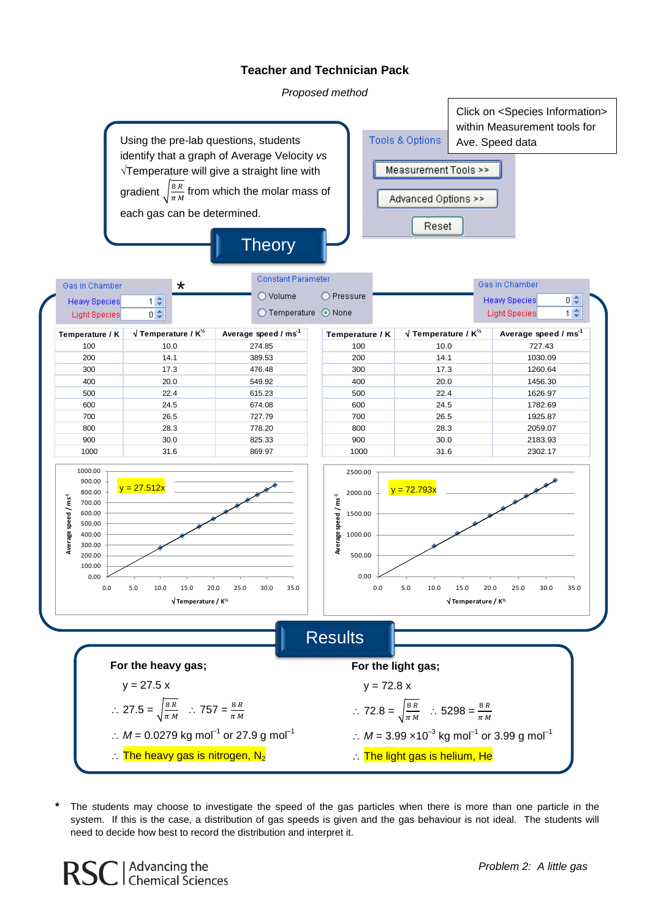## Teacher and Technician Pack

*Proposed method*

### Theory

Using the pre-lab questions, students identify that a graph of Average Velocity *vs* √Temperature will give a straight line with gradient $\sqrt{\frac{8R}{\pi M}}$ from which the molar mass of each gas can be determined.

Click on <Species Information> within Measurement tools for Ave. Speed data

Tools & Options

Measurement Tools >>

Advanced Options >>

Reset

Gas in Chamber *
Heavy Species 1
Light Species 0

Constant Parameter
Volume / Pressure / Temperature / None (selected)

Gas in Chamber
Heavy Species 0
Light Species 1

| Temperature / K | √ Temperature / K^½ | Average speed / ms^-1 |
|---|---|---|
| 100 | 10.0 | 274.85 |
| 200 | 14.1 | 389.53 |
| 300 | 17.3 | 476.48 |
| 400 | 20.0 | 549.92 |
| 500 | 22.4 | 615.23 |
| 600 | 24.5 | 674.08 |
| 700 | 26.5 | 727.79 |
| 800 | 28.3 | 778.20 |
| 900 | 30.0 | 825.33 |
| 1000 | 31.6 | 869.97 |

| Temperature / K | √ Temperature / K^½ | Average speed / ms^-1 |
|---|---|---|
| 100 | 10.0 | 727.43 |
| 200 | 14.1 | 1030.09 |
| 300 | 17.3 | 1260.64 |
| 400 | 20.0 | 1456.30 |
| 500 | 22.4 | 1626.97 |
| 600 | 24.5 | 1782.69 |
| 700 | 26.5 | 1925.87 |
| 800 | 28.3 | 2059.07 |
| 900 | 30.0 | 2183.93 |
| 1000 | 31.6 | 2302.17 |

Graph 1: Average speed / ms^-1 vs √Temperature / K^½; y = 27.512x

Graph 2: Average speed / ms^-1 vs √Temperature / K^½; y = 72.793x

### Results

**For the heavy gas;**

y = 27.5 x

$\therefore\ 27.5 = \sqrt{\frac{8R}{\pi M}}$ $\quad\therefore\ 757 = \frac{8R}{\pi M}$

$\therefore\ M$ = 0.0279 kg mol$^{-1}$ or 27.9 g mol$^{-1}$

∴ The heavy gas is nitrogen, $N_2$

**For the light gas;**

y = 72.8 x

$\therefore\ 72.8 = \sqrt{\frac{8R}{\pi M}}$ $\quad\therefore\ 5298 = \frac{8R}{\pi M}$

$\therefore\ M$ = 3.99 ×10$^{-3}$ kg mol$^{-1}$ or 3.99 g mol$^{-1}$

∴ The light gas is helium, He

\* The students may choose to investigate the speed of the gas particles when there is more than one particle in the system. If this is the case, a distribution of gas speeds is given and the gas behaviour is not ideal. The students will need to decide how best to record the distribution and interpret it.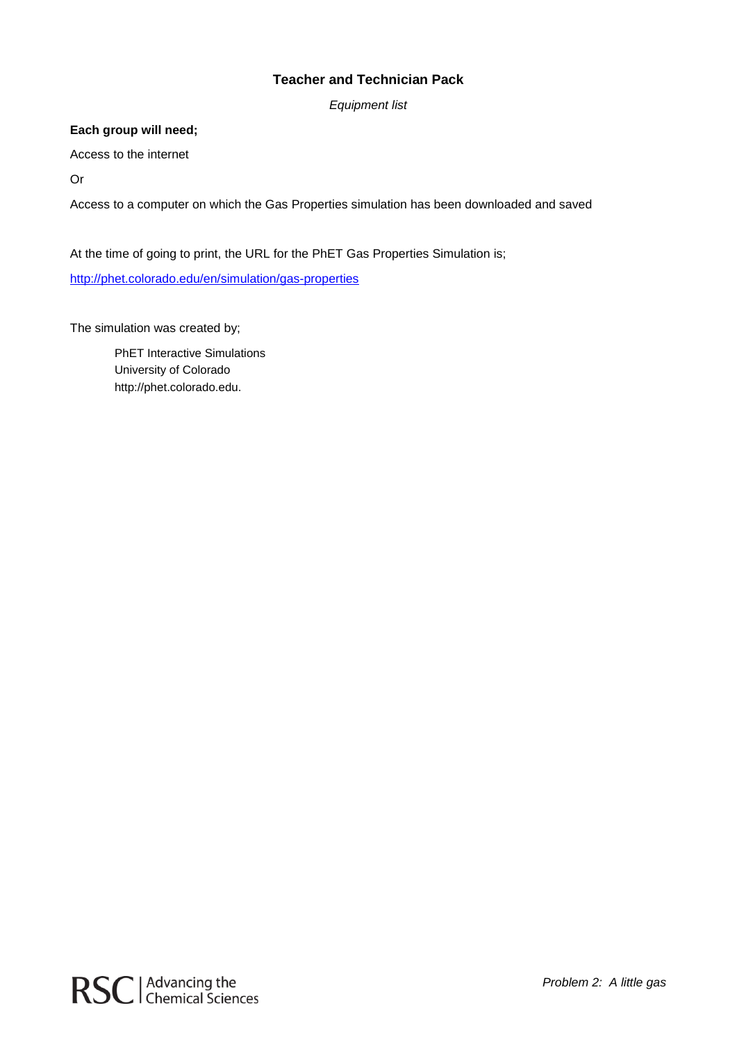## Teacher and Technician Pack

*Equipment list*

**Each group will need;**

Access to the internet

Or

Access to a computer on which the Gas Properties simulation has been downloaded and saved

At the time of going to print, the URL for the PhET Gas Properties Simulation is;

[http://phet.colorado.edu/en/simulation/gas-properties](http://phet.colorado.edu/en/simulation/gas-properties)

The simulation was created by;

> PhET Interactive Simulations
> University of Colorado
> http://phet.colorado.edu.